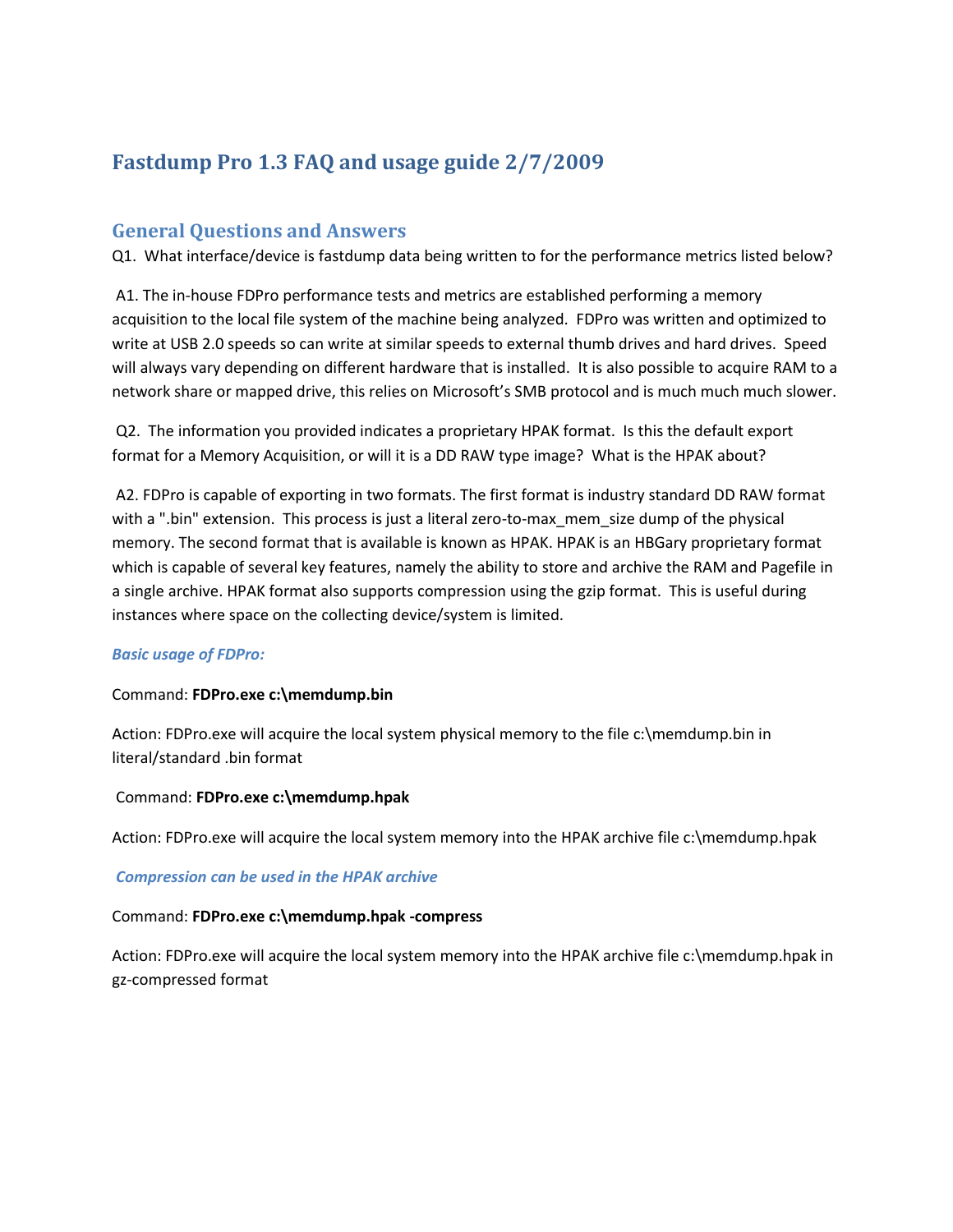# Fastdump Pro 1.3 FAQ and usage guide 2/7/2009

## General Questions and Answers

Q1. What interface/device is fastdump data being written to for the performance metrics listed below?

A1. The in-house FDPro performance tests and metrics are established performing a memory acquisition to the local file system of the machine being analyzed. FDPro was written and optimized to write at USB 2.0 speeds so can write at similar speeds to external thumb drives and hard drives. Speed will always vary depending on different hardware that is installed. It is also possible to acquire RAM to a network share or mapped drive, this relies on Microsoft's SMB protocol and is much much much slower.

Q2. The information you provided indicates a proprietary HPAK format. Is this the default export format for a Memory Acquisition, or will it is a DD RAW type image? What is the HPAK about?

A2. FDPro is capable of exporting in two formats. The first format is industry standard DD RAW format with a ".bin" extension. This process is just a literal zero-to-max_mem_size dump of the physical memory. The second format that is available is known as HPAK. HPAK is an HBGary proprietary format which is capable of several key features, namely the ability to store and archive the RAM and Pagefile in a single archive. HPAK format also supports compression using the gzip format. This is useful during instances where space on the collecting device/system is limited.

***Basic usage of FDPro:***

Command: **FDPro.exe c:\memdump.bin**

Action: FDPro.exe will acquire the local system physical memory to the file c:\memdump.bin in literal/standard .bin format

Command: **FDPro.exe c:\memdump.hpak**

Action: FDPro.exe will acquire the local system memory into the HPAK archive file c:\memdump.hpak

***Compression can be used in the HPAK archive***

Command: **FDPro.exe c:\memdump.hpak -compress**

Action: FDPro.exe will acquire the local system memory into the HPAK archive file c:\memdump.hpak in gz-compressed format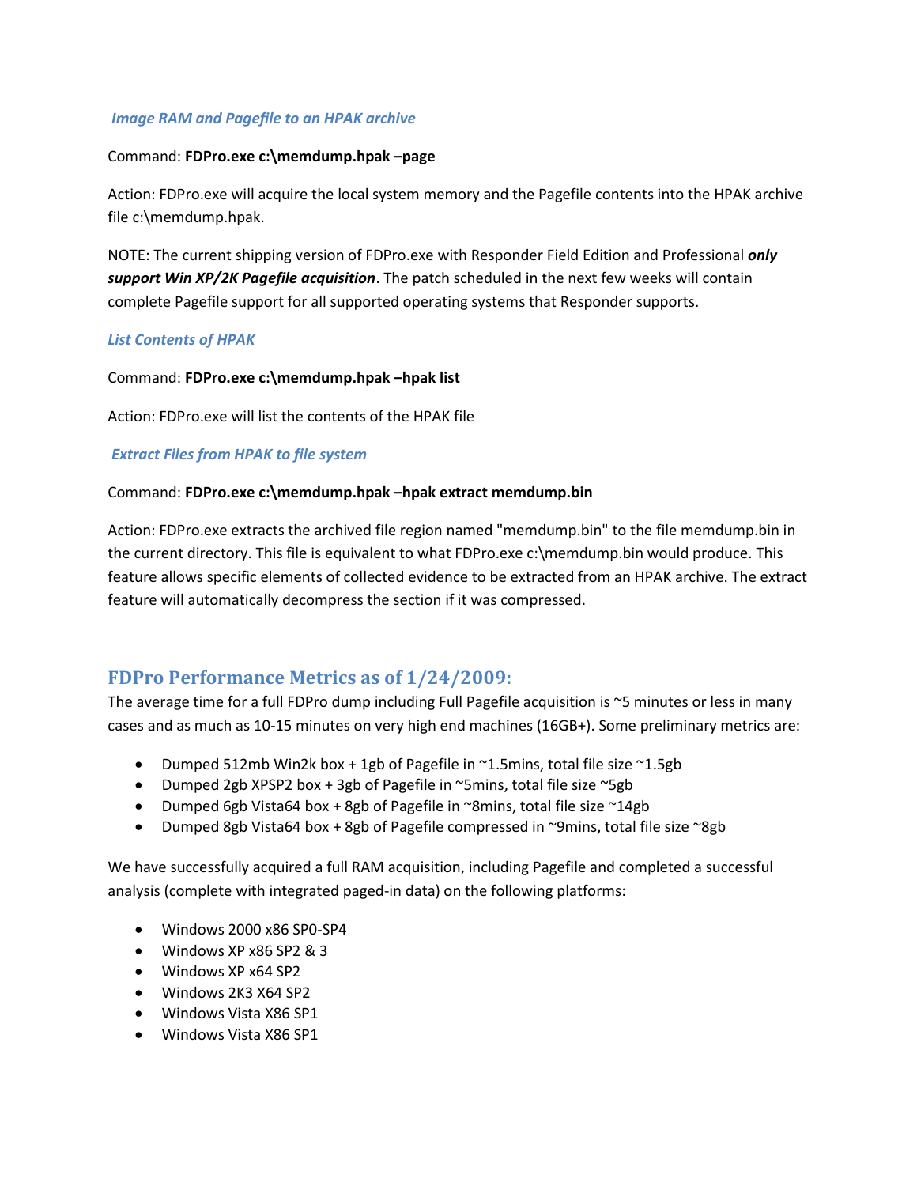### *Image RAM and Pagefile to an HPAK archive*

Command: **FDPro.exe c:\memdump.hpak –page**

Action: FDPro.exe will acquire the local system memory and the Pagefile contents into the HPAK archive file c:\memdump.hpak.

NOTE: The current shipping version of FDPro.exe with Responder Field Edition and Professional ***only support Win XP/2K Pagefile acquisition***. The patch scheduled in the next few weeks will contain complete Pagefile support for all supported operating systems that Responder supports.

### *List Contents of HPAK*

Command: **FDPro.exe c:\memdump.hpak –hpak list**

Action: FDPro.exe will list the contents of the HPAK file

### *Extract Files from HPAK to file system*

Command: **FDPro.exe c:\memdump.hpak –hpak extract memdump.bin**

Action: FDPro.exe extracts the archived file region named "memdump.bin" to the file memdump.bin in the current directory. This file is equivalent to what FDPro.exe c:\memdump.bin would produce. This feature allows specific elements of collected evidence to be extracted from an HPAK archive. The extract feature will automatically decompress the section if it was compressed.

## FDPro Performance Metrics as of 1/24/2009:

The average time for a full FDPro dump including Full Pagefile acquisition is ~5 minutes or less in many cases and as much as 10-15 minutes on very high end machines (16GB+). Some preliminary metrics are:

- Dumped 512mb Win2k box + 1gb of Pagefile in ~1.5mins, total file size ~1.5gb
- Dumped 2gb XPSP2 box + 3gb of Pagefile in ~5mins, total file size ~5gb
- Dumped 6gb Vista64 box + 8gb of Pagefile in ~8mins, total file size ~14gb
- Dumped 8gb Vista64 box + 8gb of Pagefile compressed in ~9mins, total file size ~8gb

We have successfully acquired a full RAM acquisition, including Pagefile and completed a successful analysis (complete with integrated paged-in data) on the following platforms:

- Windows 2000 x86 SP0-SP4
- Windows XP x86 SP2 & 3
- Windows XP x64 SP2
- Windows 2K3 X64 SP2
- Windows Vista X86 SP1
- Windows Vista X86 SP1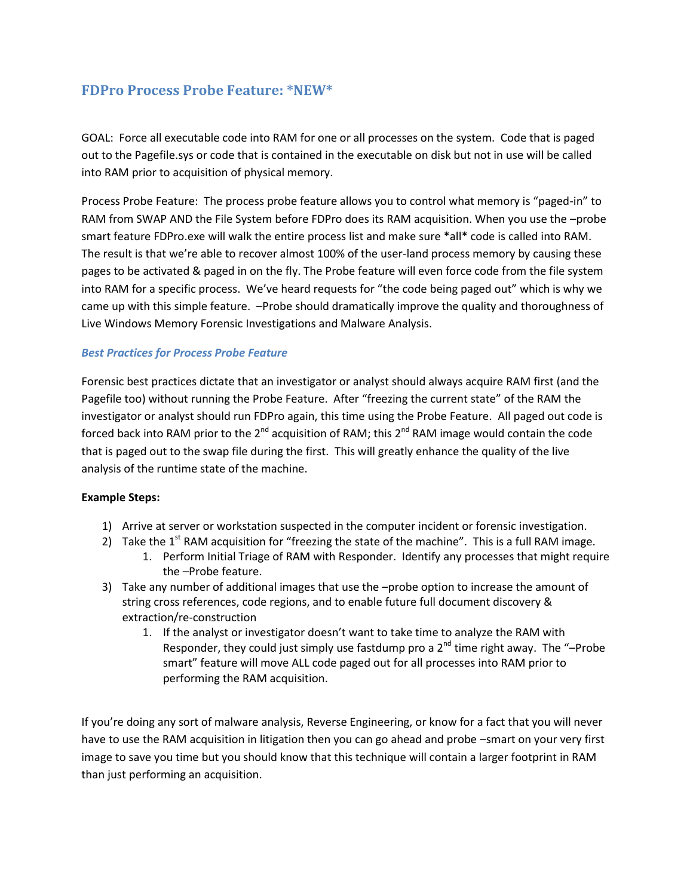## FDPro Process Probe Feature: *NEW*

GOAL: Force all executable code into RAM for one or all processes on the system. Code that is paged out to the Pagefile.sys or code that is contained in the executable on disk but not in use will be called into RAM prior to acquisition of physical memory.

Process Probe Feature: The process probe feature allows you to control what memory is "paged-in" to RAM from SWAP AND the File System before FDPro does its RAM acquisition. When you use the –probe smart feature FDPro.exe will walk the entire process list and make sure *all* code is called into RAM. The result is that we're able to recover almost 100% of the user-land process memory by causing these pages to be activated & paged in on the fly. The Probe feature will even force code from the file system into RAM for a specific process. We've heard requests for "the code being paged out" which is why we came up with this simple feature. –Probe should dramatically improve the quality and thoroughness of Live Windows Memory Forensic Investigations and Malware Analysis.

### *Best Practices for Process Probe Feature*

Forensic best practices dictate that an investigator or analyst should always acquire RAM first (and the Pagefile too) without running the Probe Feature. After "freezing the current state" of the RAM the investigator or analyst should run FDPro again, this time using the Probe Feature. All paged out code is forced back into RAM prior to the 2nd acquisition of RAM; this 2nd RAM image would contain the code that is paged out to the swap file during the first. This will greatly enhance the quality of the live analysis of the runtime state of the machine.

**Example Steps:**

1) Arrive at server or workstation suspected in the computer incident or forensic investigation.
2) Take the 1st RAM acquisition for "freezing the state of the machine". This is a full RAM image.
   1. Perform Initial Triage of RAM with Responder. Identify any processes that might require the –Probe feature.
3) Take any number of additional images that use the –probe option to increase the amount of string cross references, code regions, and to enable future full document discovery & extraction/re-construction
   1. If the analyst or investigator doesn't want to take time to analyze the RAM with Responder, they could just simply use fastdump pro a 2nd time right away. The "–Probe smart" feature will move ALL code paged out for all processes into RAM prior to performing the RAM acquisition.

If you're doing any sort of malware analysis, Reverse Engineering, or know for a fact that you will never have to use the RAM acquisition in litigation then you can go ahead and probe –smart on your very first image to save you time but you should know that this technique will contain a larger footprint in RAM than just performing an acquisition.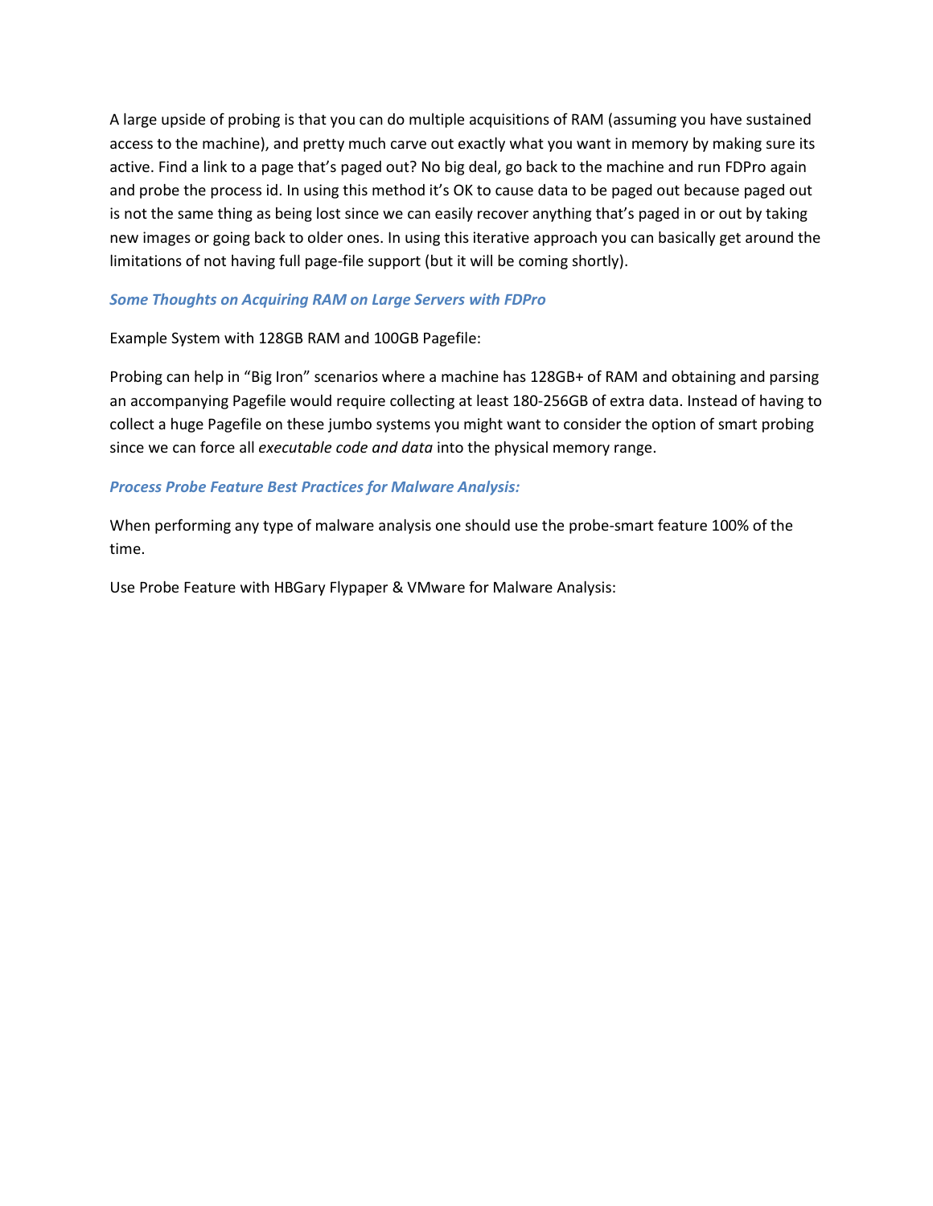A large upside of probing is that you can do multiple acquisitions of RAM (assuming you have sustained access to the machine), and pretty much carve out exactly what you want in memory by making sure its active. Find a link to a page that's paged out? No big deal, go back to the machine and run FDPro again and probe the process id. In using this method it's OK to cause data to be paged out because paged out is not the same thing as being lost since we can easily recover anything that's paged in or out by taking new images or going back to older ones. In using this iterative approach you can basically get around the limitations of not having full page-file support (but it will be coming shortly).

### *Some Thoughts on Acquiring RAM on Large Servers with FDPro*

Example System with 128GB RAM and 100GB Pagefile:

Probing can help in "Big Iron" scenarios where a machine has 128GB+ of RAM and obtaining and parsing an accompanying Pagefile would require collecting at least 180-256GB of extra data. Instead of having to collect a huge Pagefile on these jumbo systems you might want to consider the option of smart probing since we can force all *executable code and data* into the physical memory range.

### *Process Probe Feature Best Practices for Malware Analysis:*

When performing any type of malware analysis one should use the probe-smart feature 100% of the time.

Use Probe Feature with HBGary Flypaper & VMware for Malware Analysis: